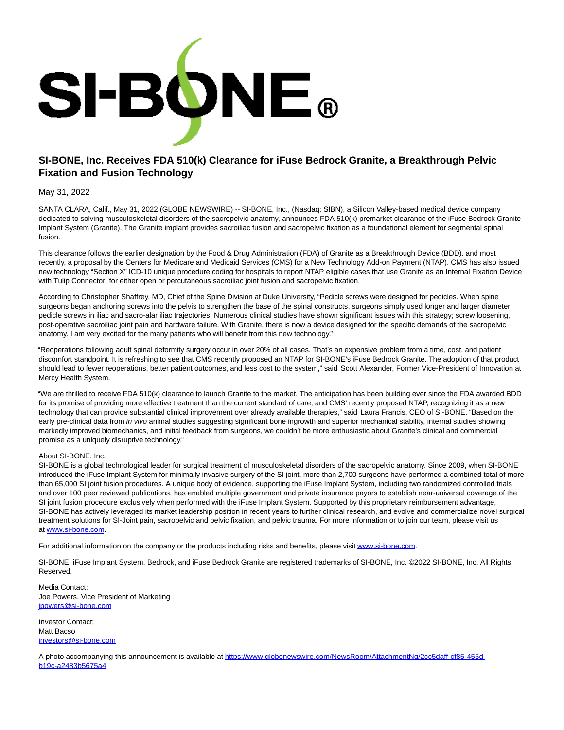# SI-BONE, Inc. Receives FDA 510(k) Clearance for iFuse Bedrock Granite, a Breakthrough Pelvic Fixation and Fusion Technology

May 31, 2022

SANTA CLARA, Calif., May 31, 2022 (GLOBE NEWSWIRE) -- SI-BONE, Inc., (Nasdaq: SIBN), a Silicon Valley-based medical device company dedicated to solving musculoskeletal disorders of the sacropelvic anatomy, announces FDA 510(k) premarket clearance of the iFuse Bedrock Granite Implant System (Granite). The Granite implant provides sacroiliac fusion and sacropelvic fixation as a foundational element for segmental spinal fusion.

This clearance follows the earlier designation by the Food & Drug Administration (FDA) of Granite as a Breakthrough Device (BDD), and most recently, a proposal by the Centers for Medicare and Medicaid Services (CMS) for a New Technology Add-on Payment (NTAP). CMS has also issued new technology "Section X" ICD-10 unique procedure coding for hospitals to report NTAP eligible cases that use Granite as an Internal Fixation Device with Tulip Connector, for either open or percutaneous sacroiliac joint fusion and sacropelvic fixation.

According to Christopher Shaffrey, MD, Chief of the Spine Division at Duke University, "Pedicle screws were designed for pedicles. When spine surgeons began anchoring screws into the pelvis to strengthen the base of the spinal constructs, surgeons simply used longer and larger diameter pedicle screws in iliac and sacro-alar iliac trajectories. Numerous clinical studies have shown significant issues with this strategy; screw loosening, post-operative sacroiliac joint pain and hardware failure. With Granite, there is now a device designed for the specific demands of the sacropelvic anatomy. I am very excited for the many patients who will benefit from this new technology."

"Reoperations following adult spinal deformity surgery occur in over 20% of all cases. That's an expensive problem from a time, cost, and patient discomfort standpoint. It is refreshing to see that CMS recently proposed an NTAP for SI-BONE's iFuse Bedrock Granite. The adoption of that product should lead to fewer reoperations, better patient outcomes, and less cost to the system," said Scott Alexander, Former Vice-President of Innovation at Mercy Health System.

"We are thrilled to receive FDA 510(k) clearance to launch Granite to the market. The anticipation has been building ever since the FDA awarded BDD for its promise of providing more effective treatment than the current standard of care, and CMS' recently proposed NTAP, recognizing it as a new technology that can provide substantial clinical improvement over already available therapies," said Laura Francis, CEO of SI-BONE. "Based on the early pre-clinical data from *in vivo* animal studies suggesting significant bone ingrowth and superior mechanical stability, internal studies showing markedly improved biomechanics, and initial feedback from surgeons, we couldn't be more enthusiastic about Granite's clinical and commercial promise as a uniquely disruptive technology."

About SI-BONE, Inc.
SI-BONE is a global technological leader for surgical treatment of musculoskeletal disorders of the sacropelvic anatomy. Since 2009, when SI-BONE introduced the iFuse Implant System for minimally invasive surgery of the SI joint, more than 2,700 surgeons have performed a combined total of more than 65,000 SI joint fusion procedures. A unique body of evidence, supporting the iFuse Implant System, including two randomized controlled trials and over 100 peer reviewed publications, has enabled multiple government and private insurance payors to establish near-universal coverage of the SI joint fusion procedure exclusively when performed with the iFuse Implant System. Supported by this proprietary reimbursement advantage, SI-BONE has actively leveraged its market leadership position in recent years to further clinical research, and evolve and commercialize novel surgical treatment solutions for SI-Joint pain, sacropelvic and pelvic fixation, and pelvic trauma. For more information or to join our team, please visit us at [www.si-bone.com](www.si-bone.com).

For additional information on the company or the products including risks and benefits, please visit [www.si-bone.com](www.si-bone.com).

SI-BONE, iFuse Implant System, Bedrock, and iFuse Bedrock Granite are registered trademarks of SI-BONE, Inc. ©2022 SI-BONE, Inc. All Rights Reserved.

Media Contact:
Joe Powers, Vice President of Marketing
jpowers@si-bone.com

Investor Contact:
Matt Bacso
investors@si-bone.com

A photo accompanying this announcement is available at https://www.globenewswire.com/NewsRoom/AttachmentNg/2cc5daff-cf85-455d-b19c-a2483b5675a4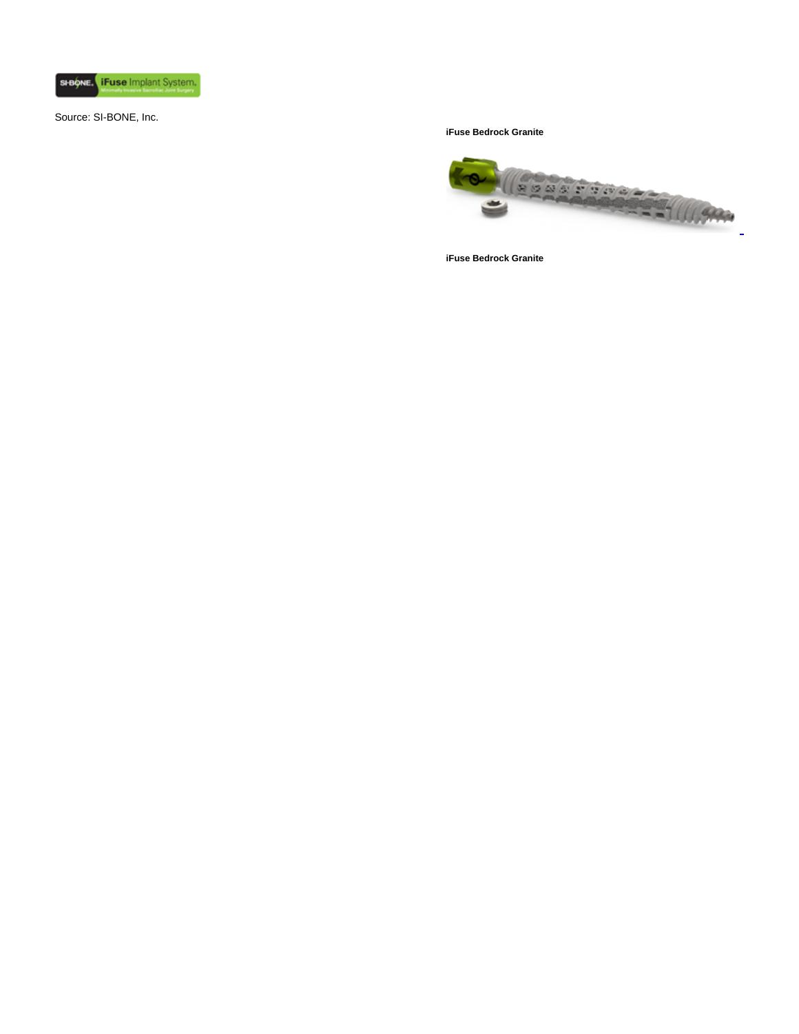Source: SI-BONE, Inc.

**iFuse Bedrock Granite**

**iFuse Bedrock Granite**